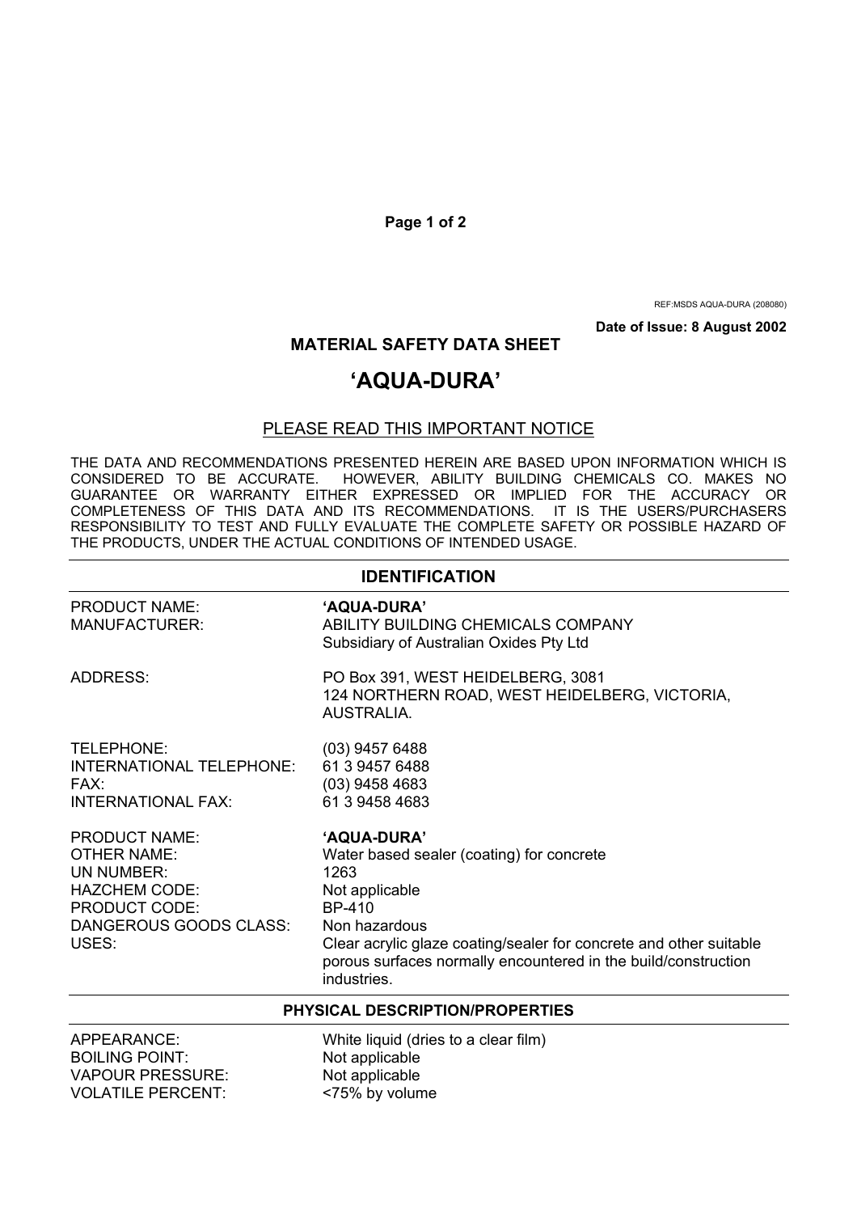REF:MSDS AQUA-DURA (208080)

**Date of Issue: 8 August 2002**

# MATERIAL SAFETY DATA SHEET

# 'AQUA-DURA'

## PLEASE READ THIS IMPORTANT NOTICE

THE DATA AND RECOMMENDATIONS PRESENTED HEREIN ARE BASED UPON INFORMATION WHICH IS CONSIDERED TO BE ACCURATE. HOWEVER, ABILITY BUILDING CHEMICALS CO. MAKES NO GUARANTEE OR WARRANTY EITHER EXPRESSED OR IMPLIED FOR THE ACCURACY OR COMPLETENESS OF THIS DATA AND ITS RECOMMENDATIONS. IT IS THE USERS/PURCHASERS RESPONSIBILITY TO TEST AND FULLY EVALUATE THE COMPLETE SAFETY OR POSSIBLE HAZARD OF THE PRODUCTS, UNDER THE ACTUAL CONDITIONS OF INTENDED USAGE.

## IDENTIFICATION

| | |
|---|---|
| PRODUCT NAME: | **'AQUA-DURA'** |
| MANUFACTURER: | ABILITY BUILDING CHEMICALS COMPANY<br>Subsidiary of Australian Oxides Pty Ltd |
| ADDRESS: | PO Box 391, WEST HEIDELBERG, 3081<br>124 NORTHERN ROAD, WEST HEIDELBERG, VICTORIA, AUSTRALIA. |
| TELEPHONE: | (03) 9457 6488 |
| INTERNATIONAL TELEPHONE: | 61 3 9457 6488 |
| FAX: | (03) 9458 4683 |
| INTERNATIONAL FAX: | 61 3 9458 4683 |
| PRODUCT NAME: | **'AQUA-DURA'** |
| OTHER NAME: | Water based sealer (coating) for concrete |
| UN NUMBER: | 1263 |
| HAZCHEM CODE: | Not applicable |
| PRODUCT CODE: | BP-410 |
| DANGEROUS GOODS CLASS: | Non hazardous |
| USES: | Clear acrylic glaze coating/sealer for concrete and other suitable porous surfaces normally encountered in the build/construction industries. |

## PHYSICAL DESCRIPTION/PROPERTIES

| | |
|---|---|
| APPEARANCE: | White liquid (dries to a clear film) |
| BOILING POINT: | Not applicable |
| VAPOUR PRESSURE: | Not applicable |
| VOLATILE PERCENT: | <75% by volume |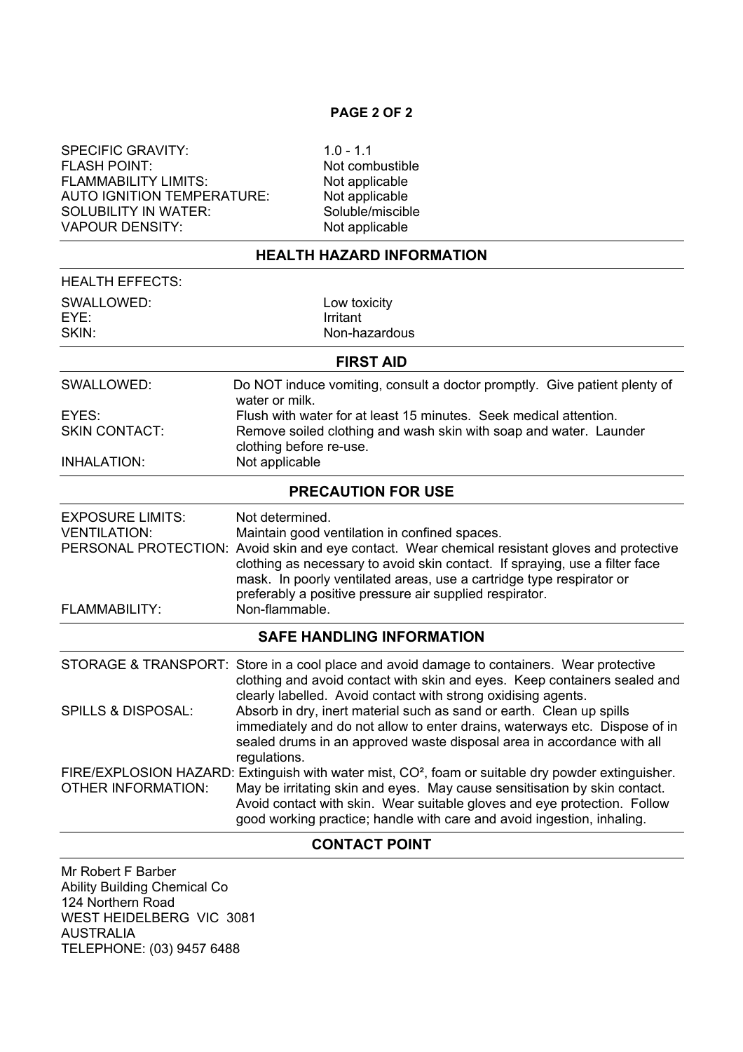| | |
|---|---|
| SPECIFIC GRAVITY: | 1.0 - 1.1 |
| FLASH POINT: | Not combustible |
| FLAMMABILITY LIMITS: | Not applicable |
| AUTO IGNITION TEMPERATURE: | Not applicable |
| SOLUBILITY IN WATER: | Soluble/miscible |
| VAPOUR DENSITY: | Not applicable |

## HEALTH HAZARD INFORMATION

HEALTH EFFECTS:

| | |
|---|---|
| SWALLOWED: | Low toxicity |
| EYE: | Irritant |
| SKIN: | Non-hazardous |

## FIRST AID

| | |
|---|---|
| SWALLOWED: | Do NOT induce vomiting, consult a doctor promptly. Give patient plenty of water or milk. |
| EYES: | Flush with water for at least 15 minutes. Seek medical attention. |
| SKIN CONTACT: | Remove soiled clothing and wash skin with soap and water. Launder clothing before re-use. |
| INHALATION: | Not applicable |

## PRECAUTION FOR USE

| | |
|---|---|
| EXPOSURE LIMITS: | Not determined. |
| VENTILATION: | Maintain good ventilation in confined spaces. |
| PERSONAL PROTECTION: | Avoid skin and eye contact. Wear chemical resistant gloves and protective clothing as necessary to avoid skin contact. If spraying, use a filter face mask. In poorly ventilated areas, use a cartridge type respirator or preferably a positive pressure air supplied respirator. |
| FLAMMABILITY: | Non-flammable. |

## SAFE HANDLING INFORMATION

| | |
|---|---|
| STORAGE & TRANSPORT: | Store in a cool place and avoid damage to containers. Wear protective clothing and avoid contact with skin and eyes. Keep containers sealed and clearly labelled. Avoid contact with strong oxidising agents. |
| SPILLS & DISPOSAL: | Absorb in dry, inert material such as sand or earth. Clean up spills immediately and do not allow to enter drains, waterways etc. Dispose of in sealed drums in an approved waste disposal area in accordance with all regulations. |
| FIRE/EXPLOSION HAZARD: | Extinguish with water mist, $CO^2$, foam or suitable dry powder extinguisher. |
| OTHER INFORMATION: | May be irritating skin and eyes. May cause sensitisation by skin contact. Avoid contact with skin. Wear suitable gloves and eye protection. Follow good working practice; handle with care and avoid ingestion, inhaling. |

## CONTACT POINT

Mr Robert F Barber
Ability Building Chemical Co
124 Northern Road
WEST HEIDELBERG VIC 3081
AUSTRALIA
TELEPHONE: (03) 9457 6488